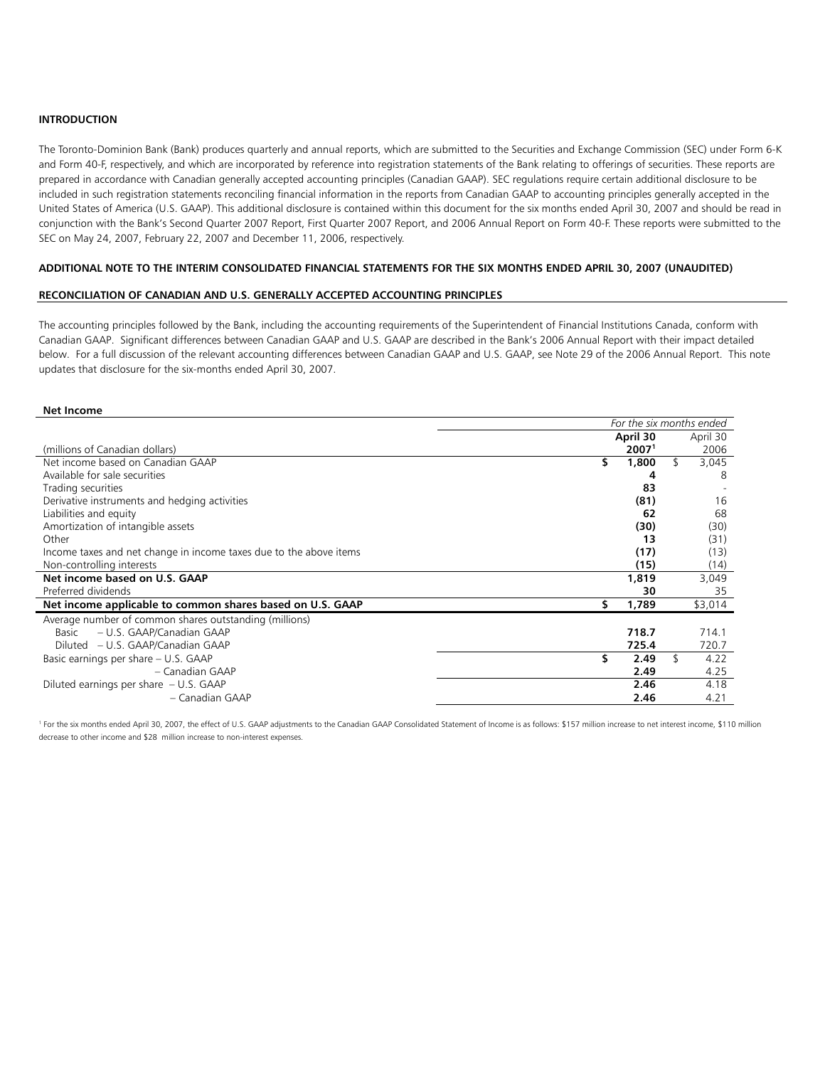## INTRODUCTION

The Toronto-Dominion Bank (Bank) produces quarterly and annual reports, which are submitted to the Securities and Exchange Commission (SEC) under Form 6-K and Form 40-F, respectively, and which are incorporated by reference into registration statements of the Bank relating to offerings of securities. These reports are prepared in accordance with Canadian generally accepted accounting principles (Canadian GAAP). SEC regulations require certain additional disclosure to be included in such registration statements reconciling financial information in the reports from Canadian GAAP to accounting principles generally accepted in the United States of America (U.S. GAAP). This additional disclosure is contained within this document for the six months ended April 30, 2007 and should be read in conjunction with the Bank's Second Quarter 2007 Report, First Quarter 2007 Report, and 2006 Annual Report on Form 40-F. These reports were submitted to the SEC on May 24, 2007, February 22, 2007 and December 11, 2006, respectively.

## ADDITIONAL NOTE TO THE INTERIM CONSOLIDATED FINANCIAL STATEMENTS FOR THE SIX MONTHS ENDED APRIL 30, 2007 (UNAUDITED)

### RECONCILIATION OF CANADIAN AND U.S. GENERALLY ACCEPTED ACCOUNTING PRINCIPLES

The accounting principles followed by the Bank, including the accounting requirements of the Superintendent of Financial Institutions Canada, conform with Canadian GAAP. Significant differences between Canadian GAAP and U.S. GAAP are described in the Bank's 2006 Annual Report with their impact detailed below. For a full discussion of the relevant accounting differences between Canadian GAAP and U.S. GAAP, see Note 29 of the 2006 Annual Report. This note updates that disclosure for the six-months ended April 30, 2007.

**Net Income**

| | *For the six months ended* | |
|---|---|---|
| (millions of Canadian dollars) | **April 30 2007**[1] | April 30 2006 |
| Net income based on Canadian GAAP | **$ 1,800** | $ 3,045 |
| Available for sale securities | **4** | 8 |
| Trading securities | **83** | - |
| Derivative instruments and hedging activities | **(81)** | 16 |
| Liabilities and equity | **62** | 68 |
| Amortization of intangible assets | **(30)** | (30) |
| Other | **13** | (31) |
| Income taxes and net change in income taxes due to the above items | **(17)** | (13) |
| Non-controlling interests | **(15)** | (14) |
| **Net income based on U.S. GAAP** | **1,819** | 3,049 |
| Preferred dividends | **30** | 35 |
| **Net income applicable to common shares based on U.S. GAAP** | **$ 1,789** | $3,014 |
| Average number of common shares outstanding (millions) | | |
| Basic – U.S. GAAP/Canadian GAAP | **718.7** | 714.1 |
| Diluted – U.S. GAAP/Canadian GAAP | **725.4** | 720.7 |
| Basic earnings per share – U.S. GAAP | **$ 2.49** | $ 4.22 |
| – Canadian GAAP | **2.49** | 4.25 |
| Diluted earnings per share – U.S. GAAP | **2.46** | 4.18 |
| – Canadian GAAP | **2.46** | 4.21 |

[1] For the six months ended April 30, 2007, the effect of U.S. GAAP adjustments to the Canadian GAAP Consolidated Statement of Income is as follows: $157 million increase to net interest income, $110 million decrease to other income and $28 million increase to non-interest expenses.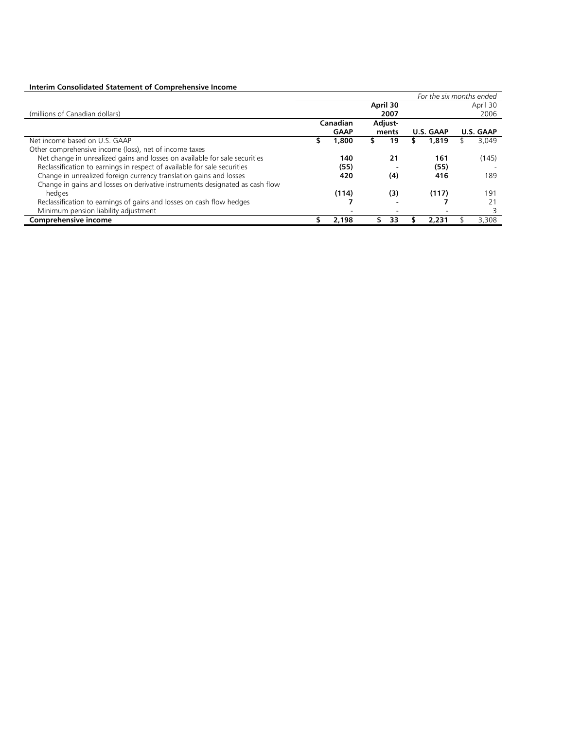**Interim Consolidated Statement of Comprehensive Income**

| (millions of Canadian dollars) | | | | *For the six months ended* |
|---|---|---|---|---|
| | | **April 30 2007** | | April 30 2006 |
| | **Canadian GAAP** | **Adjust-ments** | **U.S. GAAP** | **U.S. GAAP** |
| Net income based on U.S. GAAP | $ **1,800** | $ **19** | $ **1,819** | $ 3,049 |
| Other comprehensive income (loss), net of income taxes | | | | |
| Net change in unrealized gains and losses on available for sale securities | **140** | **21** | **161** | (145) |
| Reclassification to earnings in respect of available for sale securities | **(55)** | **-** | **(55)** | - |
| Change in unrealized foreign currency translation gains and losses | **420** | **(4)** | **416** | 189 |
| Change in gains and losses on derivative instruments designated as cash flow hedges | **(114)** | **(3)** | **(117)** | 191 |
| Reclassification to earnings of gains and losses on cash flow hedges | **7** | **-** | **7** | 21 |
| Minimum pension liability adjustment | **-** | **-** | **-** | 3 |
| **Comprehensive income** | $ **2,198** | $ **33** | $ **2,231** | $ 3,308 |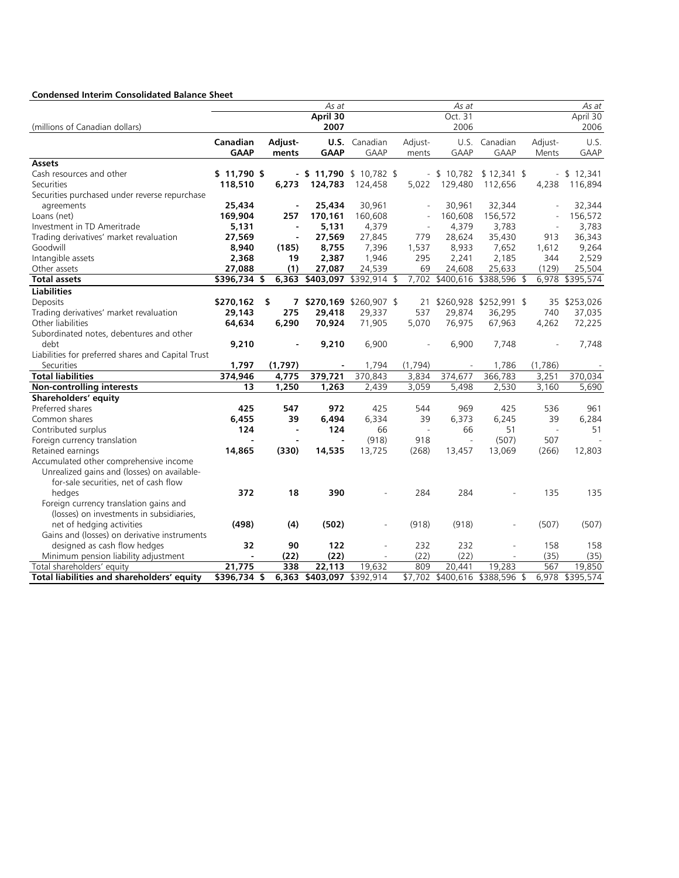**Condensed Interim Consolidated Balance Sheet**

| (millions of Canadian dollars) | | | *As at* April 30 2007 | | | *As at* Oct. 31 2006 | | | *As at* April 30 2006 |
|---|---|---|---|---|---|---|---|---|---|
| | **Canadian GAAP** | **Adjust-ments** | **U.S. GAAP** | Canadian GAAP | Adjust-ments | U.S. GAAP | Canadian GAAP | Adjust-Ments | U.S. GAAP |
| **Assets** | | | | | | | | | |
| Cash resources and other | **$ 11,790** | **$ -** | **$ 11,790** | $ 10,782 | $ - | $ 10,782 | $ 12,341 | $ - | $ 12,341 |
| Securities | **118,510** | **6,273** | **124,783** | 124,458 | 5,022 | 129,480 | 112,656 | 4,238 | 116,894 |
| Securities purchased under reverse repurchase agreements | **25,434** | **-** | **25,434** | 30,961 | - | 30,961 | 32,344 | - | 32,344 |
| Loans (net) | **169,904** | **257** | **170,161** | 160,608 | - | 160,608 | 156,572 | - | 156,572 |
| Investment in TD Ameritrade | **5,131** | **-** | **5,131** | 4,379 | - | 4,379 | 3,783 | - | 3,783 |
| Trading derivatives' market revaluation | **27,569** | **-** | **27,569** | 27,845 | 779 | 28,624 | 35,430 | 913 | 36,343 |
| Goodwill | **8,940** | **(185)** | **8,755** | 7,396 | 1,537 | 8,933 | 7,652 | 1,612 | 9,264 |
| Intangible assets | **2,368** | **19** | **2,387** | 1,946 | 295 | 2,241 | 2,185 | 344 | 2,529 |
| Other assets | **27,088** | **(1)** | **27,087** | 24,539 | 69 | 24,608 | 25,633 | (129) | 25,504 |
| **Total assets** | **$396,734** | **$ 6,363** | **$403,097** | $392,914 | $ 7,702 | $400,616 | $388,596 | $ 6,978 | $395,574 |
| **Liabilities** | | | | | | | | | |
| Deposits | **$270,162** | **$ 7** | **$270,169** | $260,907 | $ 21 | $260,928 | $252,991 | $ 35 | $253,026 |
| Trading derivatives' market revaluation | **29,143** | **275** | **29,418** | 29,337 | 537 | 29,874 | 36,295 | 740 | 37,035 |
| Other liabilities | **64,634** | **6,290** | **70,924** | 71,905 | 5,070 | 76,975 | 67,963 | 4,262 | 72,225 |
| Subordinated notes, debentures and other debt | **9,210** | **-** | **9,210** | 6,900 | - | 6,900 | 7,748 | - | 7,748 |
| Liabilities for preferred shares and Capital Trust Securities | **1,797** | **(1,797)** | **-** | 1,794 | (1,794) | - | 1,786 | (1,786) | - |
| **Total liabilities** | **374,946** | **4,775** | **379,721** | 370,843 | 3,834 | 374,677 | 366,783 | 3,251 | 370,034 |
| **Non-controlling interests** | **13** | **1,250** | **1,263** | 2,439 | 3,059 | 5,498 | 2,530 | 3,160 | 5,690 |
| **Shareholders' equity** | | | | | | | | | |
| Preferred shares | **425** | **547** | **972** | 425 | 544 | 969 | 425 | 536 | 961 |
| Common shares | **6,455** | **39** | **6,494** | 6,334 | 39 | 6,373 | 6,245 | 39 | 6,284 |
| Contributed surplus | **124** | **-** | **124** | 66 | - | 66 | 51 | - | 51 |
| Foreign currency translation | **-** | **-** | **-** | (918) | 918 | - | (507) | 507 | - |
| Retained earnings | **14,865** | **(330)** | **14,535** | 13,725 | (268) | 13,457 | 13,069 | (266) | 12,803 |
| Accumulated other comprehensive income | | | | | | | | | |
| Unrealized gains and (losses) on available-for-sale securities, net of cash flow hedges | **372** | **18** | **390** | - | 284 | 284 | - | 135 | 135 |
| Foreign currency translation gains and (losses) on investments in subsidiaries, net of hedging activities | **(498)** | **(4)** | **(502)** | - | (918) | (918) | - | (507) | (507) |
| Gains and (losses) on derivative instruments designed as cash flow hedges | **32** | **90** | **122** | - | 232 | 232 | - | 158 | 158 |
| Minimum pension liability adjustment | **-** | **(22)** | **(22)** | - | (22) | (22) | - | (35) | (35) |
| Total shareholders' equity | **21,775** | **338** | **22,113** | 19,632 | 809 | 20,441 | 19,283 | 567 | 19,850 |
| **Total liabilities and shareholders' equity** | **$396,734** | **$ 6,363** | **$403,097** | $392,914 | $7,702 | $400,616 | $388,596 | $ 6,978 | $395,574 |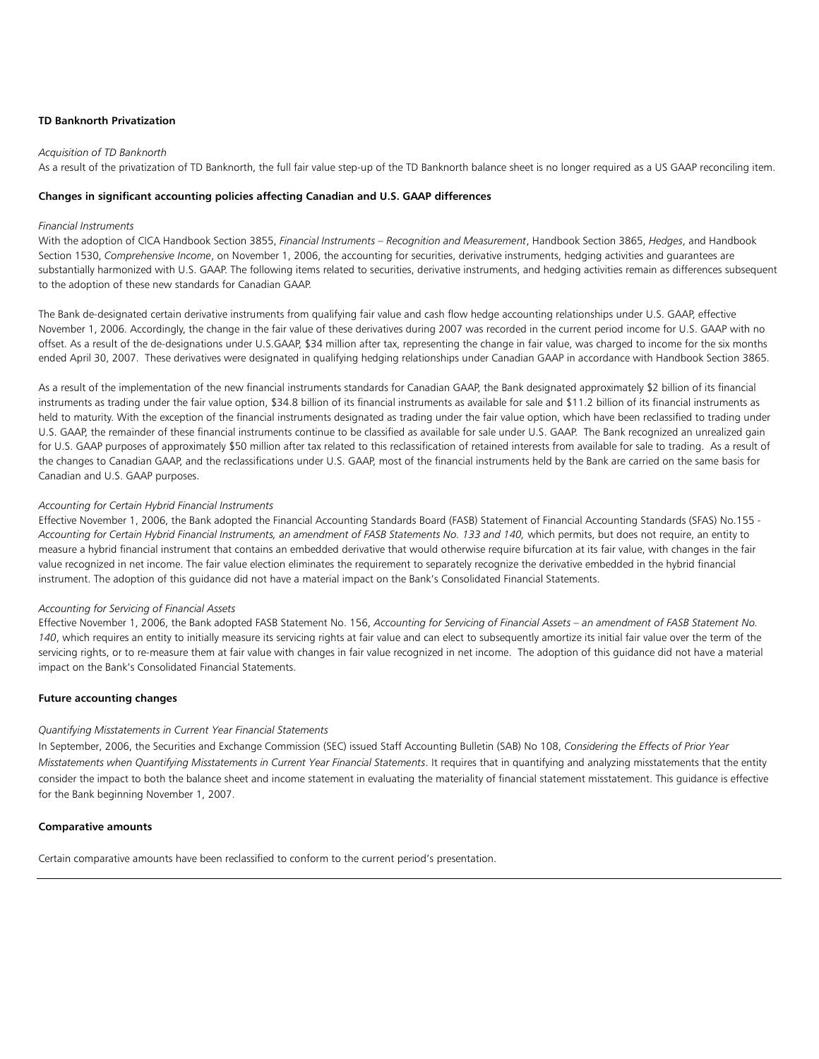**TD Banknorth Privatization**

*Acquisition of TD Banknorth*

As a result of the privatization of TD Banknorth, the full fair value step-up of the TD Banknorth balance sheet is no longer required as a US GAAP reconciling item.

**Changes in significant accounting policies affecting Canadian and U.S. GAAP differences**

*Financial Instruments*

With the adoption of CICA Handbook Section 3855, *Financial Instruments – Recognition and Measurement*, Handbook Section 3865, *Hedges*, and Handbook Section 1530, *Comprehensive Income*, on November 1, 2006, the accounting for securities, derivative instruments, hedging activities and guarantees are substantially harmonized with U.S. GAAP. The following items related to securities, derivative instruments, and hedging activities remain as differences subsequent to the adoption of these new standards for Canadian GAAP.

The Bank de-designated certain derivative instruments from qualifying fair value and cash flow hedge accounting relationships under U.S. GAAP, effective November 1, 2006. Accordingly, the change in the fair value of these derivatives during 2007 was recorded in the current period income for U.S. GAAP with no offset. As a result of the de-designations under U.S.GAAP, $34 million after tax, representing the change in fair value, was charged to income for the six months ended April 30, 2007. These derivatives were designated in qualifying hedging relationships under Canadian GAAP in accordance with Handbook Section 3865.

As a result of the implementation of the new financial instruments standards for Canadian GAAP, the Bank designated approximately $2 billion of its financial instruments as trading under the fair value option, $34.8 billion of its financial instruments as available for sale and $11.2 billion of its financial instruments as held to maturity. With the exception of the financial instruments designated as trading under the fair value option, which have been reclassified to trading under U.S. GAAP, the remainder of these financial instruments continue to be classified as available for sale under U.S. GAAP. The Bank recognized an unrealized gain for U.S. GAAP purposes of approximately $50 million after tax related to this reclassification of retained interests from available for sale to trading. As a result of the changes to Canadian GAAP, and the reclassifications under U.S. GAAP, most of the financial instruments held by the Bank are carried on the same basis for Canadian and U.S. GAAP purposes.

*Accounting for Certain Hybrid Financial Instruments*

Effective November 1, 2006, the Bank adopted the Financial Accounting Standards Board (FASB) Statement of Financial Accounting Standards (SFAS) No.155 - *Accounting for Certain Hybrid Financial Instruments, an amendment of FASB Statements No. 133 and 140,* which permits, but does not require, an entity to measure a hybrid financial instrument that contains an embedded derivative that would otherwise require bifurcation at its fair value, with changes in the fair value recognized in net income. The fair value election eliminates the requirement to separately recognize the derivative embedded in the hybrid financial instrument. The adoption of this guidance did not have a material impact on the Bank's Consolidated Financial Statements.

*Accounting for Servicing of Financial Assets*

Effective November 1, 2006, the Bank adopted FASB Statement No. 156, *Accounting for Servicing of Financial Assets – an amendment of FASB Statement No. 140*, which requires an entity to initially measure its servicing rights at fair value and can elect to subsequently amortize its initial fair value over the term of the servicing rights, or to re-measure them at fair value with changes in fair value recognized in net income. The adoption of this guidance did not have a material impact on the Bank's Consolidated Financial Statements.

**Future accounting changes**

*Quantifying Misstatements in Current Year Financial Statements*

In September, 2006, the Securities and Exchange Commission (SEC) issued Staff Accounting Bulletin (SAB) No 108, *Considering the Effects of Prior Year Misstatements when Quantifying Misstatements in Current Year Financial Statements*. It requires that in quantifying and analyzing misstatements that the entity consider the impact to both the balance sheet and income statement in evaluating the materiality of financial statement misstatement. This guidance is effective for the Bank beginning November 1, 2007.

**Comparative amounts**

Certain comparative amounts have been reclassified to conform to the current period's presentation.